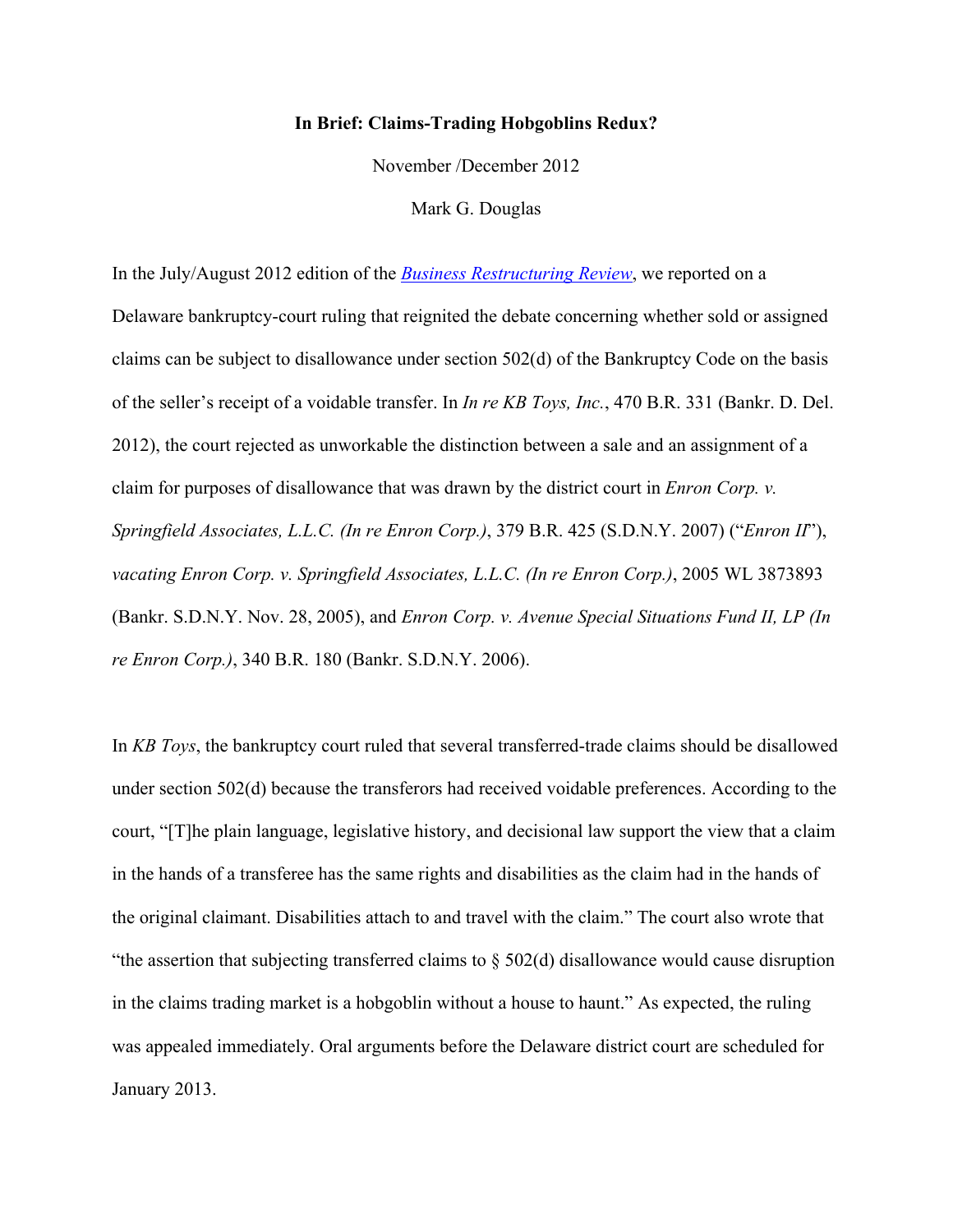# In Brief: Claims-Trading Hobgoblins Redux?

November /December 2012

Mark G. Douglas

In the July/August 2012 edition of the *Business Restructuring Review*, we reported on a Delaware bankruptcy-court ruling that reignited the debate concerning whether sold or assigned claims can be subject to disallowance under section 502(d) of the Bankruptcy Code on the basis of the seller's receipt of a voidable transfer. In *In re KB Toys, Inc.*, 470 B.R. 331 (Bankr. D. Del. 2012), the court rejected as unworkable the distinction between a sale and an assignment of a claim for purposes of disallowance that was drawn by the district court in *Enron Corp. v. Springfield Associates, L.L.C. (In re Enron Corp.)*, 379 B.R. 425 (S.D.N.Y. 2007) ("*Enron II*"), *vacating Enron Corp. v. Springfield Associates, L.L.C. (In re Enron Corp.)*, 2005 WL 3873893 (Bankr. S.D.N.Y. Nov. 28, 2005), and *Enron Corp. v. Avenue Special Situations Fund II, LP (In re Enron Corp.)*, 340 B.R. 180 (Bankr. S.D.N.Y. 2006).

In *KB Toys*, the bankruptcy court ruled that several transferred-trade claims should be disallowed under section 502(d) because the transferors had received voidable preferences. According to the court, "[T]he plain language, legislative history, and decisional law support the view that a claim in the hands of a transferee has the same rights and disabilities as the claim had in the hands of the original claimant. Disabilities attach to and travel with the claim." The court also wrote that "the assertion that subjecting transferred claims to § 502(d) disallowance would cause disruption in the claims trading market is a hobgoblin without a house to haunt." As expected, the ruling was appealed immediately. Oral arguments before the Delaware district court are scheduled for January 2013.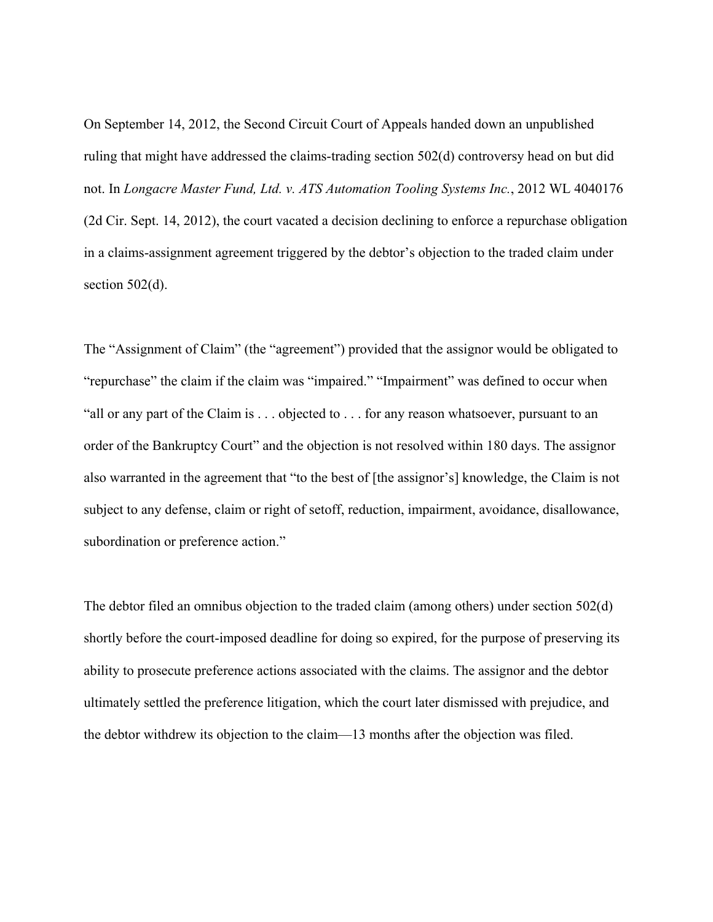On September 14, 2012, the Second Circuit Court of Appeals handed down an unpublished ruling that might have addressed the claims-trading section 502(d) controversy head on but did not. In *Longacre Master Fund, Ltd. v. ATS Automation Tooling Systems Inc.*, 2012 WL 4040176 (2d Cir. Sept. 14, 2012), the court vacated a decision declining to enforce a repurchase obligation in a claims-assignment agreement triggered by the debtor's objection to the traded claim under section 502(d).

The "Assignment of Claim" (the "agreement") provided that the assignor would be obligated to "repurchase" the claim if the claim was "impaired." "Impairment" was defined to occur when "all or any part of the Claim is . . . objected to . . . for any reason whatsoever, pursuant to an order of the Bankruptcy Court" and the objection is not resolved within 180 days. The assignor also warranted in the agreement that "to the best of [the assignor's] knowledge, the Claim is not subject to any defense, claim or right of setoff, reduction, impairment, avoidance, disallowance, subordination or preference action."

The debtor filed an omnibus objection to the traded claim (among others) under section 502(d) shortly before the court-imposed deadline for doing so expired, for the purpose of preserving its ability to prosecute preference actions associated with the claims. The assignor and the debtor ultimately settled the preference litigation, which the court later dismissed with prejudice, and the debtor withdrew its objection to the claim—13 months after the objection was filed.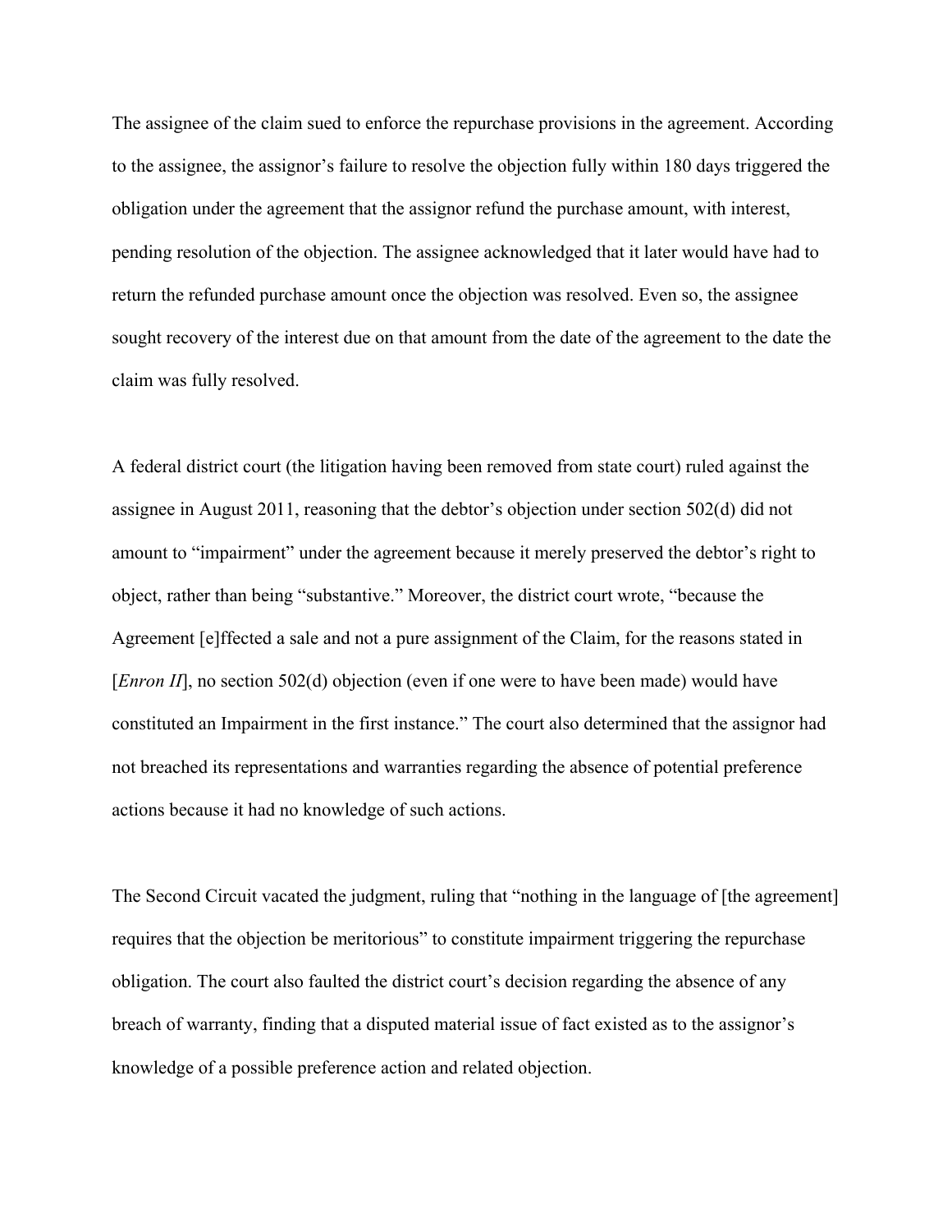The assignee of the claim sued to enforce the repurchase provisions in the agreement. According to the assignee, the assignor's failure to resolve the objection fully within 180 days triggered the obligation under the agreement that the assignor refund the purchase amount, with interest, pending resolution of the objection. The assignee acknowledged that it later would have had to return the refunded purchase amount once the objection was resolved. Even so, the assignee sought recovery of the interest due on that amount from the date of the agreement to the date the claim was fully resolved.

A federal district court (the litigation having been removed from state court) ruled against the assignee in August 2011, reasoning that the debtor's objection under section 502(d) did not amount to "impairment" under the agreement because it merely preserved the debtor's right to object, rather than being "substantive." Moreover, the district court wrote, "because the Agreement [e]ffected a sale and not a pure assignment of the Claim, for the reasons stated in [*Enron II*], no section 502(d) objection (even if one were to have been made) would have constituted an Impairment in the first instance." The court also determined that the assignor had not breached its representations and warranties regarding the absence of potential preference actions because it had no knowledge of such actions.

The Second Circuit vacated the judgment, ruling that "nothing in the language of [the agreement] requires that the objection be meritorious" to constitute impairment triggering the repurchase obligation. The court also faulted the district court's decision regarding the absence of any breach of warranty, finding that a disputed material issue of fact existed as to the assignor's knowledge of a possible preference action and related objection.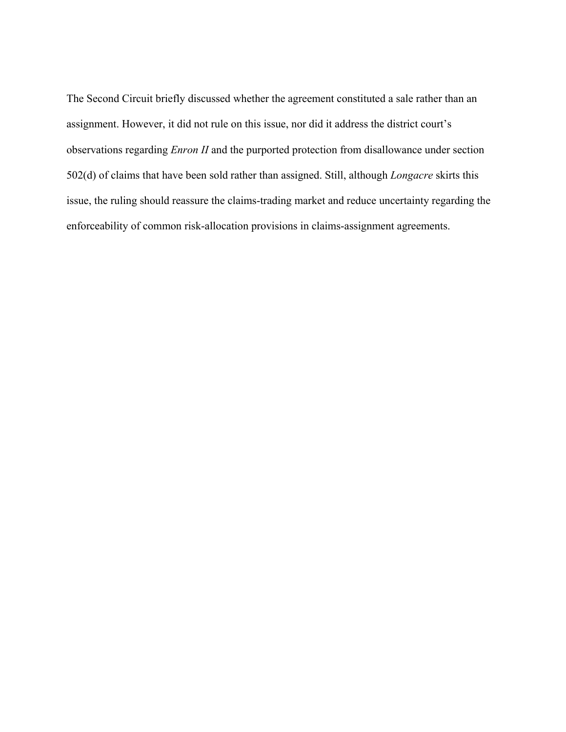The Second Circuit briefly discussed whether the agreement constituted a sale rather than an assignment. However, it did not rule on this issue, nor did it address the district court's observations regarding *Enron II* and the purported protection from disallowance under section 502(d) of claims that have been sold rather than assigned. Still, although *Longacre* skirts this issue, the ruling should reassure the claims-trading market and reduce uncertainty regarding the enforceability of common risk-allocation provisions in claims-assignment agreements.